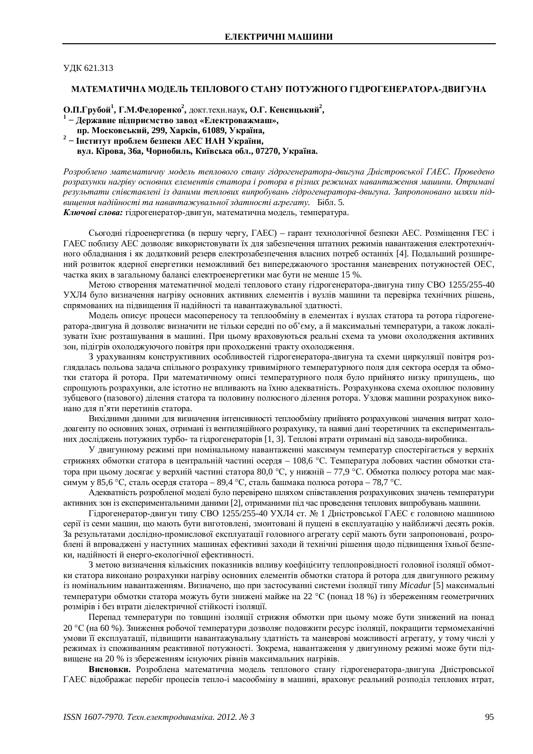УДК 621.313

## МАТЕМАТИЧНА МОДЕЛЬ ТЕПЛОВОГО СТАНУ ПОТУЖНОГО ГІДРОГЕНЕРАТОРА-ДВИГУНА

**О.П.Грубой[1], Г.М.Федоренко[2],** докт.техн.наук**, О.Г. Кенсицький[2],**

**[1] – Державне підприємство завод «Електроважмаш»,**
**пр. Московський, 299, Харків, 61089, Україна,**

**[2] – Інститут проблем безпеки АЕС НАН України,**
**вул. Кірова, 36а, Чорнобиль, Київська обл., 07270, Україна.**

*Розроблено математичну модель теплового стану гідрогенератора-двигуна Дністровської ГАЕС. Проведено розрахунки нагріву основних елементів статора і ротора в різних режимах навантаження машини. Отримані результати співставлені із даними теплових випробувань гідрогенератора-двигуна. Запропоновано шляхи підвищення надійності та навантажувальної здатності агрегату.* Бібл. 5.

***Ключові слова:*** гідрогенератор-двигун, математична модель, температура.

Сьогодні гідроенергетика (в першу чергу, ГАЕС) – гарант технологічної безпеки АЕС. Розміщення ГЕС і ГАЕС поблизу АЕС дозволяє використовувати їх для забезпечення штатних режимів навантаження електротехнічного обладнання і як додатковий резерв електрозабезпечення власних потреб останніх [4]. Подальший розширений розвиток ядерної енергетики неможливий без випереджаючого зростання маневрених потужностей ОЕС, частка яких в загальному балансі електроенергетики має бути не менше 15 %.

Метою створення математичної моделі теплового стану гідрогенератора-двигуна типу СВО 1255/255-40 УХЛ4 було визначення нагріву основних активних елементів і вузлів машини та перевірка технічних рішень, спрямованих на підвищення її надійності та навантажувальної здатності.

Модель описує процеси масопереносу та теплообміну в елементах і вузлах статора та ротора гідрогенератора-двигуна й дозволяє визначити не тільки середні по об'єму, а й максимальні температури, а також локалізувати їхнє розташування в машині. При цьому враховуються реальні схема та умови охолодження активних зон, підігрів охолоджуючого повітря при проходженні тракту охолодження.

З урахуванням конструктивних особливостей гідрогенератора-двигуна та схеми циркуляції повітря розглядалась польова задача спільного розрахунку тривимірного температурного поля для сектора осердя та обмотки статора й ротора. При математичному описі температурного поля було прийнято низку припущень, що спрощують розрахунки, але істотно не впливають на їхню адекватність. Розрахункова схема охоплює половину зубцевого (пазового) ділення статора та половину полюсного ділення ротора. Уздовж машини розрахунок виконано для п'яти перетинів статора.

Вихідними даними для визначення інтенсивності теплообміну прийнято розрахункові значення витрат холодоагенту по основних зонах, отримані із вентиляційного розрахунку, та наявні дані теоретичних та експериментальних досліджень потужних турбо- та гідрогенераторів [1, 3]. Теплові втрати отримані від завода-виробника.

У двигунному режимі при номінальному навантаженні максимум температур спостерігається у верхніх стрижнях обмотки статора в центральній частині осердя – 108,6 °С. Температура лобових частин обмотки статора при цьому досягає у верхній частині статора 80,0 °С, у нижній – 77,9 °С. Обмотка полюсу ротора має максимум у 85,6 °С, сталь осердя статора – 89,4 °С, сталь башмака полюса ротора – 78,7 °С.

Адекватність розробленої моделі було перевірено шляхом співставлення розрахункових значень температури активних зон із експериментальними даними [2], отриманими під час проведення теплових випробувань машини.

Гідрогенератор-двигун типу СВО 1255/255-40 УХЛ4 ст. № 1 Дністровської ГАЕС є головною машиною серії із семи машин, що мають бути виготовлені, змонтовані й пущені в експлуатацію у найближчі десять років. За результатами дослідно-промислової експлуатації головного агрегату серії мають бути запропоновані, розроблені й впроваджені у наступних машинах ефективні заходи й технічні рішення щодо підвищення їхньої безпеки, надійності й енерго-екологічної ефективності.

З метою визначення кількісних показників впливу коефіцієнту теплопровідності головної ізоляції обмотки статора виконано розрахунки нагріву основних елементів обмотки статора й ротора для двигунного режиму із номінальним навантаженням. Визначено, що при застосуванні системи ізоляції типу *Micadur* [5] максимальні температури обмотки статора можуть бути знижені майже на 22 °С (понад 18 %) із збереженням геометричних розмірів і без втрати діелектричної стійкості ізоляції.

Перепад температури по товщині ізоляції стрижня обмотки при цьому може бути знижений на понад 20 °С (на 60 %). Зниження робочої температури дозволяє подовжити ресурс ізоляції, покращити термомеханічні умови її експлуатації, підвищити навантажувальну здатність та маневрові можливості агрегату, у тому числі у режимах із споживанням реактивної потужності. Зокрема, навантаження у двигунному режимі може бути підвищене на 20 % із збереженням існуючих рівнів максимальних нагрівів.

**Висновки.** Розроблена математична модель теплового стану гідрогенератора-двигуна Дністровської ГАЕС відображає перебіг процесів тепло-і масообміну в машині, враховує реальний розподіл теплових втрат,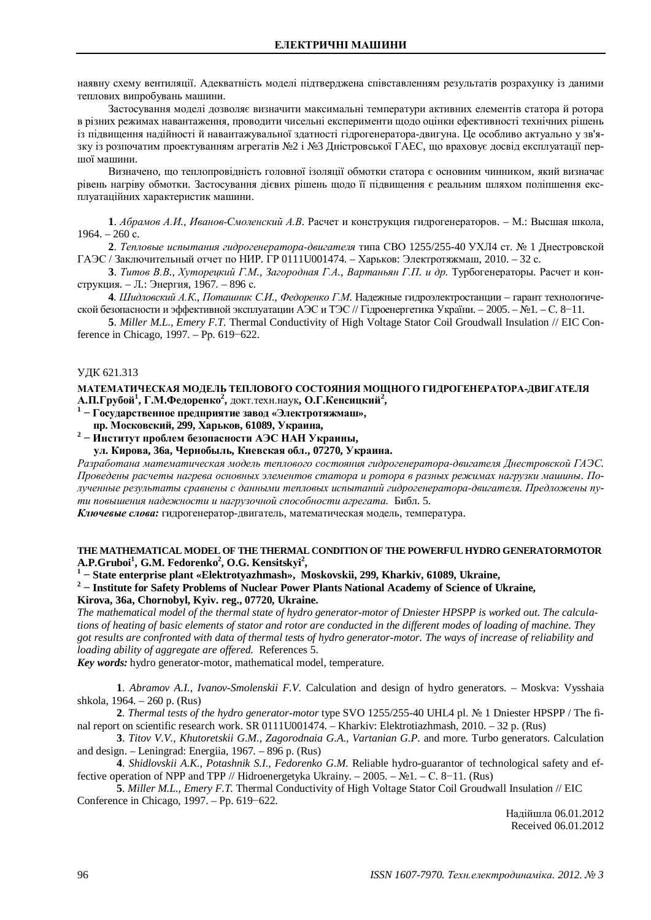наявну схему вентиляції. Адекватність моделі підтверджена співставленням результатів розрахунку із даними теплових випробувань машини.

Застосування моделі дозволяє визначити максимальні температури активних елементів статора й ротора в різних режимах навантаження, проводити чисельні експерименти щодо оцінки ефективності технічних рішень із підвищення надійності й навантажувальної здатності гідрогенератора-двигуна. Це особливо актуально у зв'язку із розпочатим проектуванням агрегатів №2 і №3 Дністровської ГАЕС, що враховує досвід експлуатації першої машини.

Визначено, що теплопровідність головної ізоляції обмотки статора є основним чинником, який визначає рівень нагріву обмотки. Застосування дієвих рішень щодо її підвищення є реальним шляхом поліпшення експлуатаційних характеристик машини.

**1**. *Абрамов А.И., Иванов-Смоленский А.В.* Расчет и конструкция гидрогенераторов. – М.: Высшая школа, 1964. – 260 с.

**2**. *Тепловые испытания гидрогенератора-двигателя* типа СВО 1255/255-40 УХЛ4 ст. № 1 Днестровской ГАЭС / Заключительный отчет по НИР. ГР 0111U001474. – Харьков: Электротяжмаш, 2010. – 32 с.

**3**. *Титов В.В., Хуторецкий Г.М., Загородная Г.А., Вартаньян Г.П. и др.* Турбогенераторы. Расчет и конструкция. – Л.: Энергия, 1967. – 896 с.

**4**. *Шидловский А.К., Поташник С.И., Федоренко Г.М.* Надежные гидроэлектростанции – гарант технологической безопасности и эффективной эксплуатации АЭС и ТЭС // Гідроенергетика України. – 2005. – №1. – С. 8−11.

**5**. *Miller M.L., Emery F.T.* Thermal Conductivity of High Voltage Stator Coil Groudwall Insulation // EIC Conference in Chicago, 1997. – Pp. 619−622.

УДК 621.313

**МАТЕМАТИЧЕСКАЯ МОДЕЛЬ ТЕПЛОВОГО СОСТОЯНИЯ МОЩНОГО ГИДРОГЕНЕРАТОРА-ДВИГАТЕЛЯ**
**А.П.Грубой[1], Г.М.Федоренко[2],** докт.техн.наук**, О.Г.Кенсицкий[2],**
**[1] − Государственное предприятие завод «Электротяжмаш», пр. Московский, 299, Харьков, 61089, Украина,**
**[2] − Институт проблем безопасности АЭС НАН Украины, ул. Кирова, 36а, Чернобыль, Киевская обл., 07270, Украина.**

*Разработана математическая модель теплового состояния гидрогенератора-двигателя Днестровской ГАЭС. Проведены расчеты нагрева основных элементов статора и ротора в разных режимах нагрузки машины. Полученные результаты сравнены с данными тепловых испытаний гидрогенератора-двигателя. Предложены пути повышения надежности и нагрузочной способности агрегата.* Библ. 5.

***Ключевые слова:*** гидрогенератор-двигатель, математическая модель, температура.

**THE MATHEMATICAL MODEL OF THE THERMAL CONDITION OF THE POWERFUL HYDRO GENERATORMOTOR**
**A.P.Gruboi[1], G.M. Fedorenko[2], O.G. Kensitskyi[2],**
**[1] − State enterprise plant «Elektrotyazhmash», Moskovskii, 299, Kharkiv, 61089, Ukraine,**
**[2] − Institute for Safety Problems of Nuclear Power Plants National Academy of Science of Ukraine, Kirova, 36a, Chornobyl, Kyiv. reg., 07720, Ukraine.**

*The mathematical model of the thermal state of hydro generator-motor of Dniester HPSPP is worked out. The calculations of heating of basic elements of stator and rotor are conducted in the different modes of loading of machine. They got results are confronted with data of thermal tests of hydro generator-motor. The ways of increase of reliability and loading ability of aggregate are offered.* References 5.

***Key words:*** hydro generator-motor, mathematical model, temperature.

**1**. *Abramov A.I., Ivanov-Smolenskii F.V.* Calculation and design of hydro generators. – Moskva: Vysshaia shkola, 1964. – 260 p. (Rus)

**2**. *Thermal tests of the hydro generator-motor* type SVO 1255/255-40 UHL4 pl. № 1 Dniester HPSPP / The final report on scientific research work. SR 0111U001474. – Kharkiv: Elektrotiazhmash, 2010. – 32 p. (Rus)

**3**. *Titov V.V., Khutoretskii G.M., Zagorodnaia G.A., Vartanian G.P.* and more. Turbo generators. Calculation and design. – Leningrad: Energiia, 1967. – 896 p. (Rus)

**4**. *Shidlovskii A.K., Potashnik S.I., Fedorenko G.M.* Reliable hydro-guarantor of technological safety and effective operation of NPP and TPP // Hidroenergetyka Ukrainy. – 2005. – №1. – C. 8−11. (Rus)

**5**. *Miller M.L., Emery F.T.* Thermal Conductivity of High Voltage Stator Coil Groudwall Insulation // EIC Conference in Chicago, 1997. – Pp. 619−622.

Надійшла 06.01.2012
Received 06.01.2012